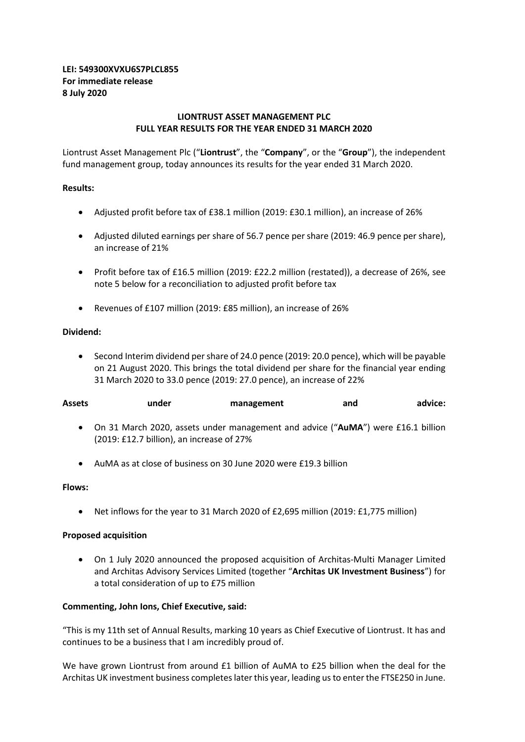**LEI: 549300XVXU6S7PLCL855**
**For immediate release**
**8 July 2020**

**LIONTRUST ASSET MANAGEMENT PLC**
**FULL YEAR RESULTS FOR THE YEAR ENDED 31 MARCH 2020**

Liontrust Asset Management Plc ("**Liontrust**", the "**Company**", or the "**Group**"), the independent fund management group, today announces its results for the year ended 31 March 2020.

**Results:**

- Adjusted profit before tax of £38.1 million (2019: £30.1 million), an increase of 26%
- Adjusted diluted earnings per share of 56.7 pence per share (2019: 46.9 pence per share), an increase of 21%
- Profit before tax of £16.5 million (2019: £22.2 million (restated)), a decrease of 26%, see note 5 below for a reconciliation to adjusted profit before tax
- Revenues of £107 million (2019: £85 million), an increase of 26%

**Dividend:**

- Second Interim dividend per share of 24.0 pence (2019: 20.0 pence), which will be payable on 21 August 2020. This brings the total dividend per share for the financial year ending 31 March 2020 to 33.0 pence (2019: 27.0 pence), an increase of 22%

**Assets under management and advice:**

- On 31 March 2020, assets under management and advice ("**AuMA**") were £16.1 billion (2019: £12.7 billion), an increase of 27%
- AuMA as at close of business on 30 June 2020 were £19.3 billion

**Flows:**

- Net inflows for the year to 31 March 2020 of £2,695 million (2019: £1,775 million)

**Proposed acquisition**

- On 1 July 2020 announced the proposed acquisition of Architas-Multi Manager Limited and Architas Advisory Services Limited (together "**Architas UK Investment Business**") for a total consideration of up to £75 million

**Commenting, John Ions, Chief Executive, said:**

"This is my 11th set of Annual Results, marking 10 years as Chief Executive of Liontrust. It has and continues to be a business that I am incredibly proud of.

We have grown Liontrust from around £1 billion of AuMA to £25 billion when the deal for the Architas UK investment business completes later this year, leading us to enter the FTSE250 in June.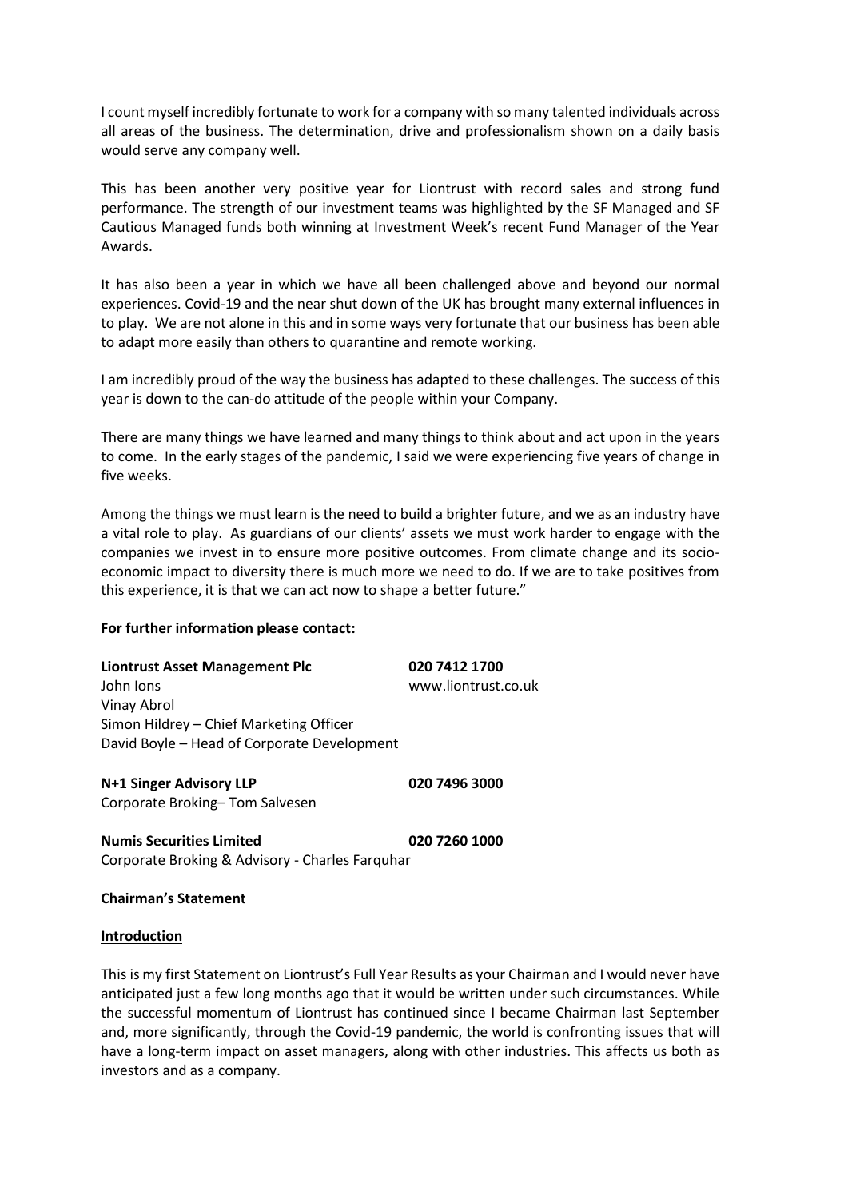I count myself incredibly fortunate to work for a company with so many talented individuals across all areas of the business. The determination, drive and professionalism shown on a daily basis would serve any company well.

This has been another very positive year for Liontrust with record sales and strong fund performance. The strength of our investment teams was highlighted by the SF Managed and SF Cautious Managed funds both winning at Investment Week's recent Fund Manager of the Year Awards.

It has also been a year in which we have all been challenged above and beyond our normal experiences. Covid-19 and the near shut down of the UK has brought many external influences in to play. We are not alone in this and in some ways very fortunate that our business has been able to adapt more easily than others to quarantine and remote working.

I am incredibly proud of the way the business has adapted to these challenges. The success of this year is down to the can-do attitude of the people within your Company.

There are many things we have learned and many things to think about and act upon in the years to come. In the early stages of the pandemic, I said we were experiencing five years of change in five weeks.

Among the things we must learn is the need to build a brighter future, and we as an industry have a vital role to play. As guardians of our clients' assets we must work harder to engage with the companies we invest in to ensure more positive outcomes. From climate change and its socio-economic impact to diversity there is much more we need to do. If we are to take positives from this experience, it is that we can act now to shape a better future."

**For further information please contact:**

**Liontrust Asset Management Plc** — **020 7412 1700**
www.liontrust.co.uk
John Ions
Vinay Abrol
Simon Hildrey – Chief Marketing Officer
David Boyle – Head of Corporate Development

**N+1 Singer Advisory LLP** — **020 7496 3000**
Corporate Broking– Tom Salvesen

**Numis Securities Limited** — **020 7260 1000**
Corporate Broking & Advisory - Charles Farquhar

## Chairman's Statement

### Introduction

This is my first Statement on Liontrust's Full Year Results as your Chairman and I would never have anticipated just a few long months ago that it would be written under such circumstances. While the successful momentum of Liontrust has continued since I became Chairman last September and, more significantly, through the Covid-19 pandemic, the world is confronting issues that will have a long-term impact on asset managers, along with other industries. This affects us both as investors and as a company.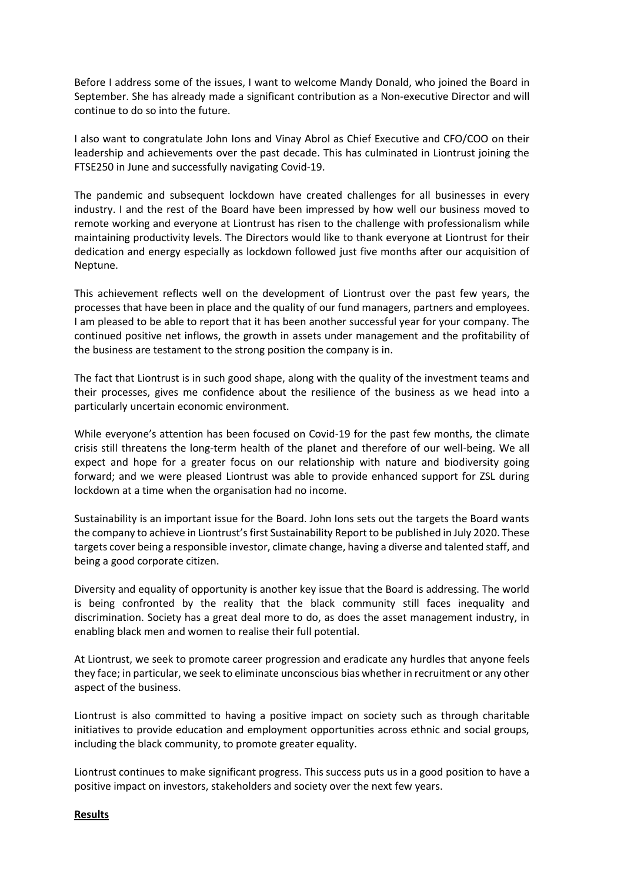Before I address some of the issues, I want to welcome Mandy Donald, who joined the Board in September. She has already made a significant contribution as a Non-executive Director and will continue to do so into the future.

I also want to congratulate John Ions and Vinay Abrol as Chief Executive and CFO/COO on their leadership and achievements over the past decade. This has culminated in Liontrust joining the FTSE250 in June and successfully navigating Covid-19.

The pandemic and subsequent lockdown have created challenges for all businesses in every industry. I and the rest of the Board have been impressed by how well our business moved to remote working and everyone at Liontrust has risen to the challenge with professionalism while maintaining productivity levels. The Directors would like to thank everyone at Liontrust for their dedication and energy especially as lockdown followed just five months after our acquisition of Neptune.

This achievement reflects well on the development of Liontrust over the past few years, the processes that have been in place and the quality of our fund managers, partners and employees. I am pleased to be able to report that it has been another successful year for your company. The continued positive net inflows, the growth in assets under management and the profitability of the business are testament to the strong position the company is in.

The fact that Liontrust is in such good shape, along with the quality of the investment teams and their processes, gives me confidence about the resilience of the business as we head into a particularly uncertain economic environment.

While everyone's attention has been focused on Covid-19 for the past few months, the climate crisis still threatens the long-term health of the planet and therefore of our well-being. We all expect and hope for a greater focus on our relationship with nature and biodiversity going forward; and we were pleased Liontrust was able to provide enhanced support for ZSL during lockdown at a time when the organisation had no income.

Sustainability is an important issue for the Board. John Ions sets out the targets the Board wants the company to achieve in Liontrust's first Sustainability Report to be published in July 2020. These targets cover being a responsible investor, climate change, having a diverse and talented staff, and being a good corporate citizen.

Diversity and equality of opportunity is another key issue that the Board is addressing. The world is being confronted by the reality that the black community still faces inequality and discrimination. Society has a great deal more to do, as does the asset management industry, in enabling black men and women to realise their full potential.

At Liontrust, we seek to promote career progression and eradicate any hurdles that anyone feels they face; in particular, we seek to eliminate unconscious bias whether in recruitment or any other aspect of the business.

Liontrust is also committed to having a positive impact on society such as through charitable initiatives to provide education and employment opportunities across ethnic and social groups, including the black community, to promote greater equality.

Liontrust continues to make significant progress. This success puts us in a good position to have a positive impact on investors, stakeholders and society over the next few years.

**Results**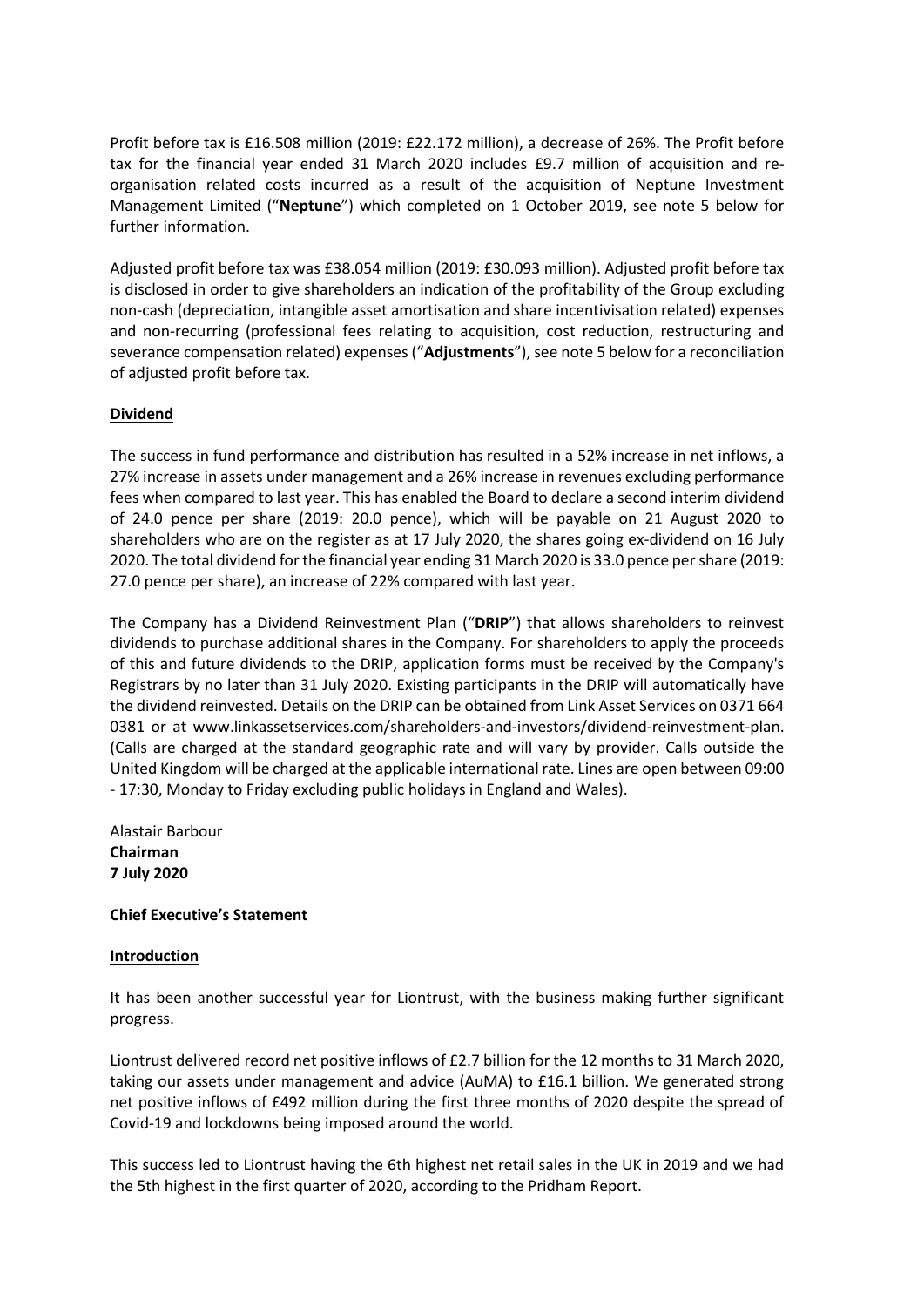Profit before tax is £16.508 million (2019: £22.172 million), a decrease of 26%. The Profit before tax for the financial year ended 31 March 2020 includes £9.7 million of acquisition and re-organisation related costs incurred as a result of the acquisition of Neptune Investment Management Limited ("**Neptune**") which completed on 1 October 2019, see note 5 below for further information.

Adjusted profit before tax was £38.054 million (2019: £30.093 million). Adjusted profit before tax is disclosed in order to give shareholders an indication of the profitability of the Group excluding non-cash (depreciation, intangible asset amortisation and share incentivisation related) expenses and non-recurring (professional fees relating to acquisition, cost reduction, restructuring and severance compensation related) expenses ("**Adjustments**"), see note 5 below for a reconciliation of adjusted profit before tax.

**Dividend**

The success in fund performance and distribution has resulted in a 52% increase in net inflows, a 27% increase in assets under management and a 26% increase in revenues excluding performance fees when compared to last year. This has enabled the Board to declare a second interim dividend of 24.0 pence per share (2019: 20.0 pence), which will be payable on 21 August 2020 to shareholders who are on the register as at 17 July 2020, the shares going ex-dividend on 16 July 2020. The total dividend for the financial year ending 31 March 2020 is 33.0 pence per share (2019: 27.0 pence per share), an increase of 22% compared with last year.

The Company has a Dividend Reinvestment Plan ("**DRIP**") that allows shareholders to reinvest dividends to purchase additional shares in the Company. For shareholders to apply the proceeds of this and future dividends to the DRIP, application forms must be received by the Company's Registrars by no later than 31 July 2020. Existing participants in the DRIP will automatically have the dividend reinvested. Details on the DRIP can be obtained from Link Asset Services on 0371 664 0381 or at www.linkassetservices.com/shareholders-and-investors/dividend-reinvestment-plan. (Calls are charged at the standard geographic rate and will vary by provider. Calls outside the United Kingdom will be charged at the applicable international rate. Lines are open between 09:00 - 17:30, Monday to Friday excluding public holidays in England and Wales).

Alastair Barbour
**Chairman**
**7 July 2020**

**Chief Executive's Statement**

**Introduction**

It has been another successful year for Liontrust, with the business making further significant progress.

Liontrust delivered record net positive inflows of £2.7 billion for the 12 months to 31 March 2020, taking our assets under management and advice (AuMA) to £16.1 billion. We generated strong net positive inflows of £492 million during the first three months of 2020 despite the spread of Covid-19 and lockdowns being imposed around the world.

This success led to Liontrust having the 6th highest net retail sales in the UK in 2019 and we had the 5th highest in the first quarter of 2020, according to the Pridham Report.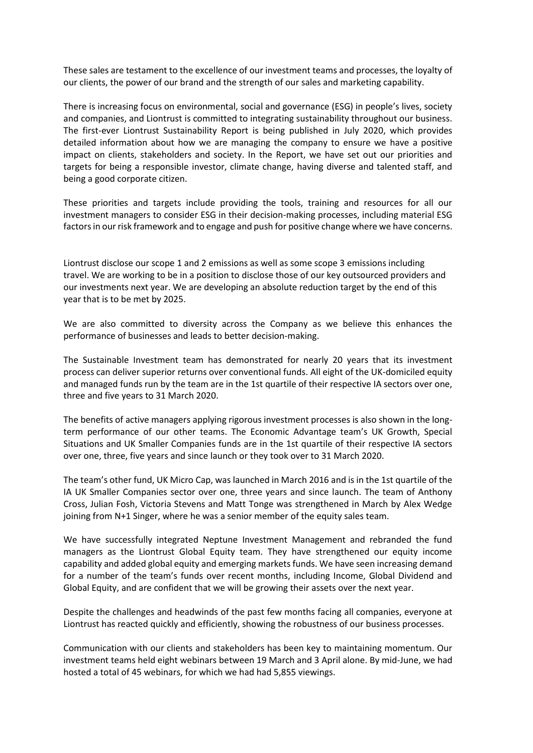These sales are testament to the excellence of our investment teams and processes, the loyalty of our clients, the power of our brand and the strength of our sales and marketing capability.

There is increasing focus on environmental, social and governance (ESG) in people's lives, society and companies, and Liontrust is committed to integrating sustainability throughout our business. The first-ever Liontrust Sustainability Report is being published in July 2020, which provides detailed information about how we are managing the company to ensure we have a positive impact on clients, stakeholders and society. In the Report, we have set out our priorities and targets for being a responsible investor, climate change, having diverse and talented staff, and being a good corporate citizen.

These priorities and targets include providing the tools, training and resources for all our investment managers to consider ESG in their decision-making processes, including material ESG factors in our risk framework and to engage and push for positive change where we have concerns.

Liontrust disclose our scope 1 and 2 emissions as well as some scope 3 emissions including travel. We are working to be in a position to disclose those of our key outsourced providers and our investments next year. We are developing an absolute reduction target by the end of this year that is to be met by 2025.

We are also committed to diversity across the Company as we believe this enhances the performance of businesses and leads to better decision-making.

The Sustainable Investment team has demonstrated for nearly 20 years that its investment process can deliver superior returns over conventional funds. All eight of the UK-domiciled equity and managed funds run by the team are in the 1st quartile of their respective IA sectors over one, three and five years to 31 March 2020.

The benefits of active managers applying rigorous investment processes is also shown in the long-term performance of our other teams. The Economic Advantage team's UK Growth, Special Situations and UK Smaller Companies funds are in the 1st quartile of their respective IA sectors over one, three, five years and since launch or they took over to 31 March 2020.

The team's other fund, UK Micro Cap, was launched in March 2016 and is in the 1st quartile of the IA UK Smaller Companies sector over one, three years and since launch. The team of Anthony Cross, Julian Fosh, Victoria Stevens and Matt Tonge was strengthened in March by Alex Wedge joining from N+1 Singer, where he was a senior member of the equity sales team.

We have successfully integrated Neptune Investment Management and rebranded the fund managers as the Liontrust Global Equity team. They have strengthened our equity income capability and added global equity and emerging markets funds. We have seen increasing demand for a number of the team's funds over recent months, including Income, Global Dividend and Global Equity, and are confident that we will be growing their assets over the next year.

Despite the challenges and headwinds of the past few months facing all companies, everyone at Liontrust has reacted quickly and efficiently, showing the robustness of our business processes.

Communication with our clients and stakeholders has been key to maintaining momentum. Our investment teams held eight webinars between 19 March and 3 April alone. By mid-June, we had hosted a total of 45 webinars, for which we had had 5,855 viewings.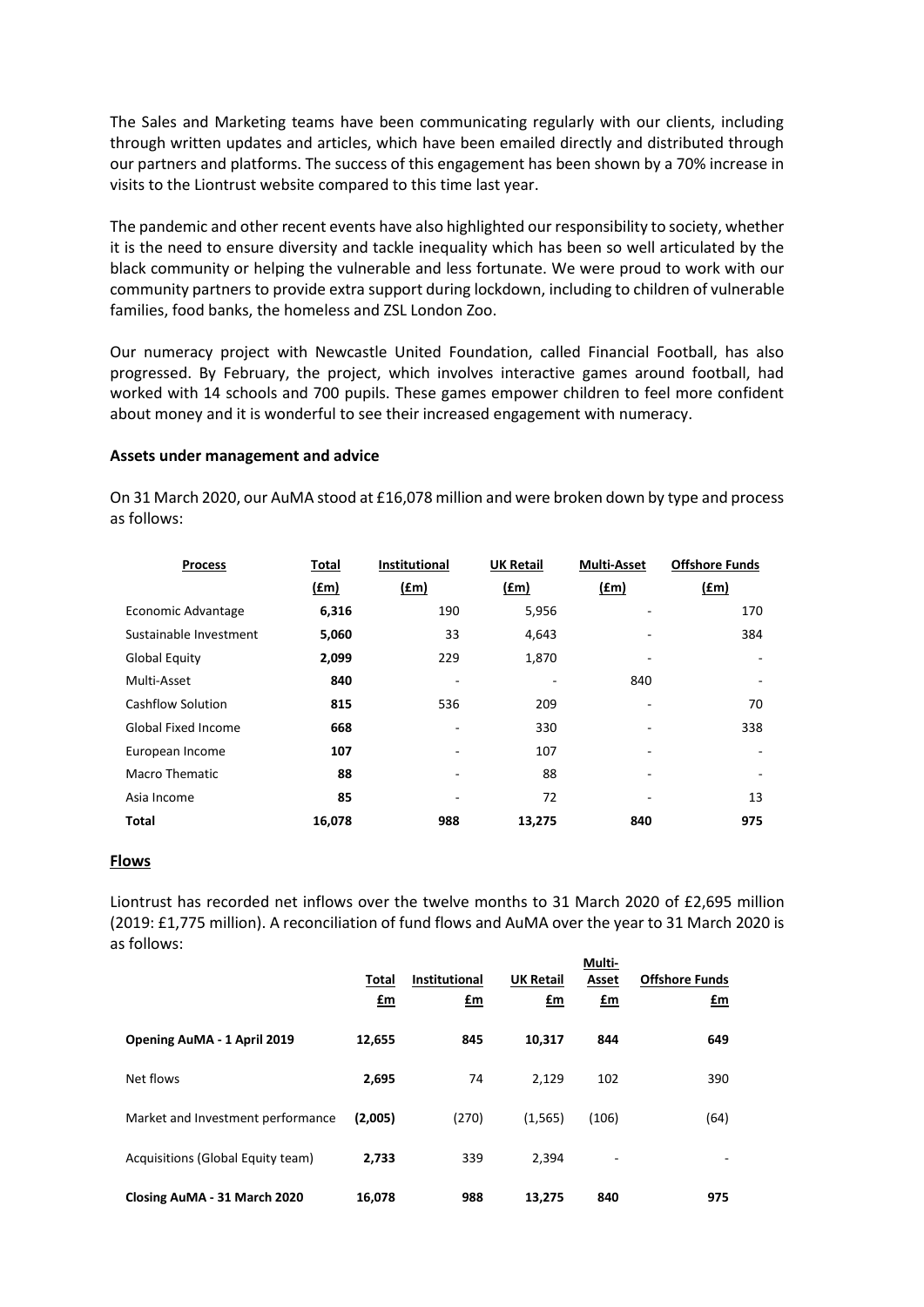The Sales and Marketing teams have been communicating regularly with our clients, including through written updates and articles, which have been emailed directly and distributed through our partners and platforms. The success of this engagement has been shown by a 70% increase in visits to the Liontrust website compared to this time last year.

The pandemic and other recent events have also highlighted our responsibility to society, whether it is the need to ensure diversity and tackle inequality which has been so well articulated by the black community or helping the vulnerable and less fortunate. We were proud to work with our community partners to provide extra support during lockdown, including to children of vulnerable families, food banks, the homeless and ZSL London Zoo.

Our numeracy project with Newcastle United Foundation, called Financial Football, has also progressed. By February, the project, which involves interactive games around football, had worked with 14 schools and 700 pupils. These games empower children to feel more confident about money and it is wonderful to see their increased engagement with numeracy.

**Assets under management and advice**

On 31 March 2020, our AuMA stood at £16,078 million and were broken down by type and process as follows:

| Process | Total (£m) | Institutional (£m) | UK Retail (£m) | Multi-Asset (£m) | Offshore Funds (£m) |
|---|---|---|---|---|---|
| Economic Advantage | **6,316** | 190 | 5,956 | - | 170 |
| Sustainable Investment | **5,060** | 33 | 4,643 | - | 384 |
| Global Equity | **2,099** | 229 | 1,870 | - | - |
| Multi-Asset | **840** | - | - | 840 | - |
| Cashflow Solution | **815** | 536 | 209 | - | 70 |
| Global Fixed Income | **668** | - | 330 | - | 338 |
| European Income | **107** | - | 107 | - | - |
| Macro Thematic | **88** | - | 88 | - | - |
| Asia Income | **85** | - | 72 | - | 13 |
| **Total** | **16,078** | **988** | **13,275** | **840** | **975** |

## Flows

Liontrust has recorded net inflows over the twelve months to 31 March 2020 of £2,695 million (2019: £1,775 million). A reconciliation of fund flows and AuMA over the year to 31 March 2020 is as follows:

| | Total £m | Institutional £m | UK Retail £m | Multi-Asset £m | Offshore Funds £m |
|---|---|---|---|---|---|
| **Opening AuMA - 1 April 2019** | **12,655** | **845** | **10,317** | **844** | **649** |
| Net flows | **2,695** | 74 | 2,129 | 102 | 390 |
| Market and Investment performance | **(2,005)** | (270) | (1,565) | (106) | (64) |
| Acquisitions (Global Equity team) | **2,733** | 339 | 2,394 | - | - |
| **Closing AuMA - 31 March 2020** | **16,078** | **988** | **13,275** | **840** | **975** |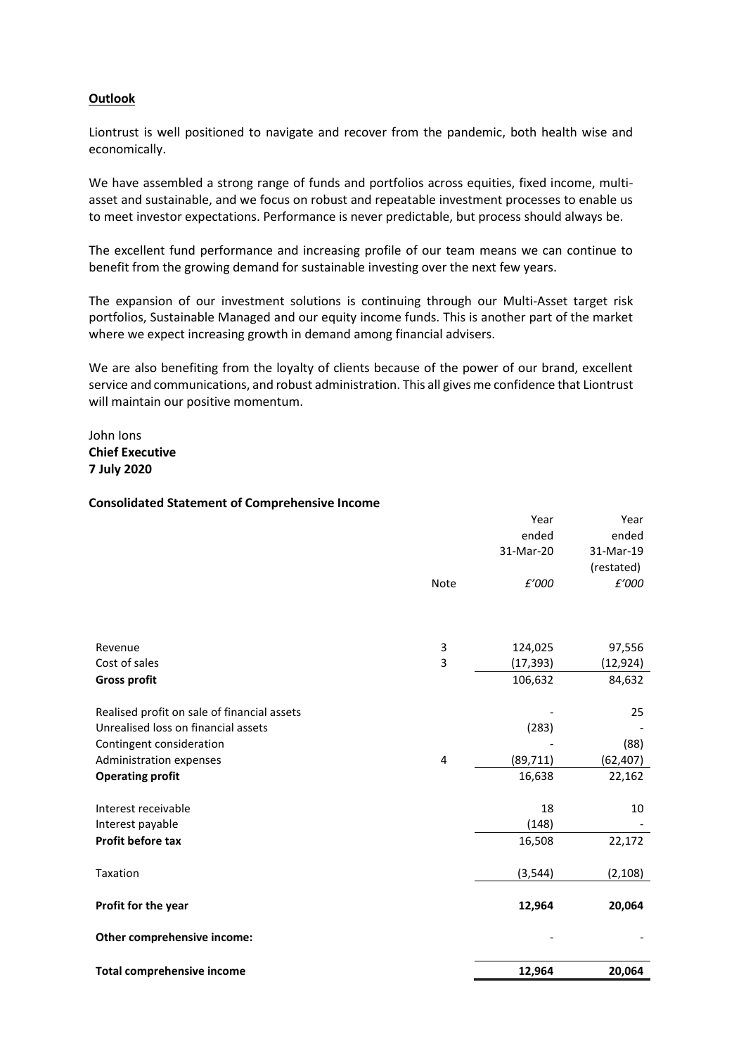**Outlook**

Liontrust is well positioned to navigate and recover from the pandemic, both health wise and economically.

We have assembled a strong range of funds and portfolios across equities, fixed income, multi-asset and sustainable, and we focus on robust and repeatable investment processes to enable us to meet investor expectations. Performance is never predictable, but process should always be.

The excellent fund performance and increasing profile of our team means we can continue to benefit from the growing demand for sustainable investing over the next few years.

The expansion of our investment solutions is continuing through our Multi-Asset target risk portfolios, Sustainable Managed and our equity income funds. This is another part of the market where we expect increasing growth in demand among financial advisers.

We are also benefiting from the loyalty of clients because of the power of our brand, excellent service and communications, and robust administration. This all gives me confidence that Liontrust will maintain our positive momentum.

John Ions
**Chief Executive**
**7 July 2020**

**Consolidated Statement of Comprehensive Income**

| | Note | Year ended 31-Mar-20 *£'000* | Year ended 31-Mar-19 (restated) *£'000* |
|---|---|---|---|
| Revenue | 3 | 124,025 | 97,556 |
| Cost of sales | 3 | (17,393) | (12,924) |
| **Gross profit** | | 106,632 | 84,632 |
| Realised profit on sale of financial assets | | - | 25 |
| Unrealised loss on financial assets | | (283) | - |
| Contingent consideration | | - | (88) |
| Administration expenses | 4 | (89,711) | (62,407) |
| **Operating profit** | | 16,638 | 22,162 |
| Interest receivable | | 18 | 10 |
| Interest payable | | (148) | - |
| **Profit before tax** | | 16,508 | 22,172 |
| Taxation | | (3,544) | (2,108) |
| **Profit for the year** | | **12,964** | **20,064** |
| **Other comprehensive income:** | | - | - |
| **Total comprehensive income** | | **12,964** | **20,064** |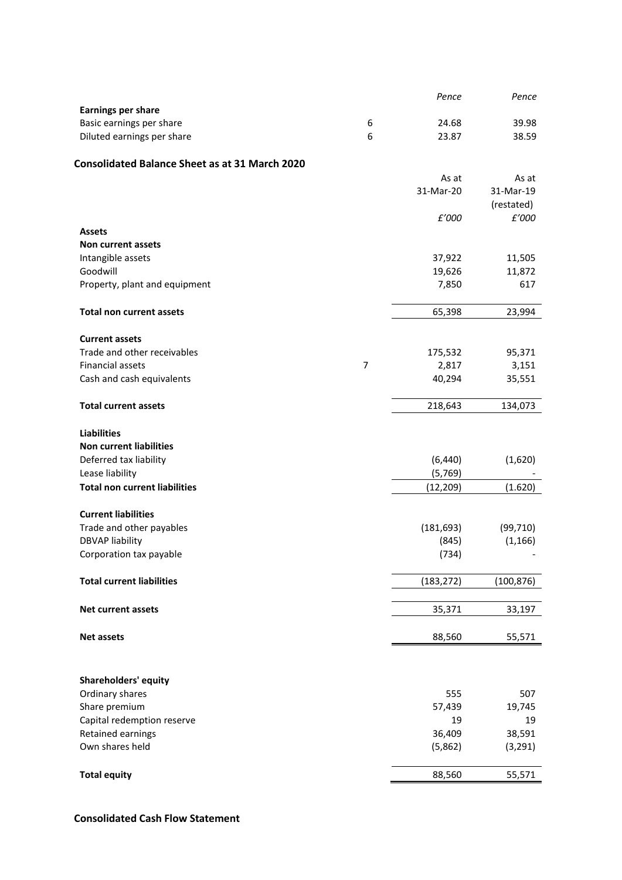| | | Pence | Pence |
|---|---|---|---|
| **Earnings per share** | | | |
| Basic earnings per share | 6 | 24.68 | 39.98 |
| Diluted earnings per share | 6 | 23.87 | 38.59 |

## Consolidated Balance Sheet as at 31 March 2020

| | | As at 31-Mar-20 | As at 31-Mar-19 (restated) |
|---|---|---|---|
| | | *£'000* | *£'000* |
| **Assets** | | | |
| **Non current assets** | | | |
| Intangible assets | | 37,922 | 11,505 |
| Goodwill | | 19,626 | 11,872 |
| Property, plant and equipment | | 7,850 | 617 |
| **Total non current assets** | | 65,398 | 23,994 |
| **Current assets** | | | |
| Trade and other receivables | | 175,532 | 95,371 |
| Financial assets | 7 | 2,817 | 3,151 |
| Cash and cash equivalents | | 40,294 | 35,551 |
| **Total current assets** | | 218,643 | 134,073 |
| **Liabilities** | | | |
| **Non current liabilities** | | | |
| Deferred tax liability | | (6,440) | (1,620) |
| Lease liability | | (5,769) | - |
| **Total non current liabilities** | | (12,209) | (1.620) |
| **Current liabilities** | | | |
| Trade and other payables | | (181,693) | (99,710) |
| DBVAP liability | | (845) | (1,166) |
| Corporation tax payable | | (734) | - |
| **Total current liabilities** | | (183,272) | (100,876) |
| **Net current assets** | | 35,371 | 33,197 |
| **Net assets** | | 88,560 | 55,571 |
| **Shareholders' equity** | | | |
| Ordinary shares | | 555 | 507 |
| Share premium | | 57,439 | 19,745 |
| Capital redemption reserve | | 19 | 19 |
| Retained earnings | | 36,409 | 38,591 |
| Own shares held | | (5,862) | (3,291) |
| **Total equity** | | 88,560 | 55,571 |

## Consolidated Cash Flow Statement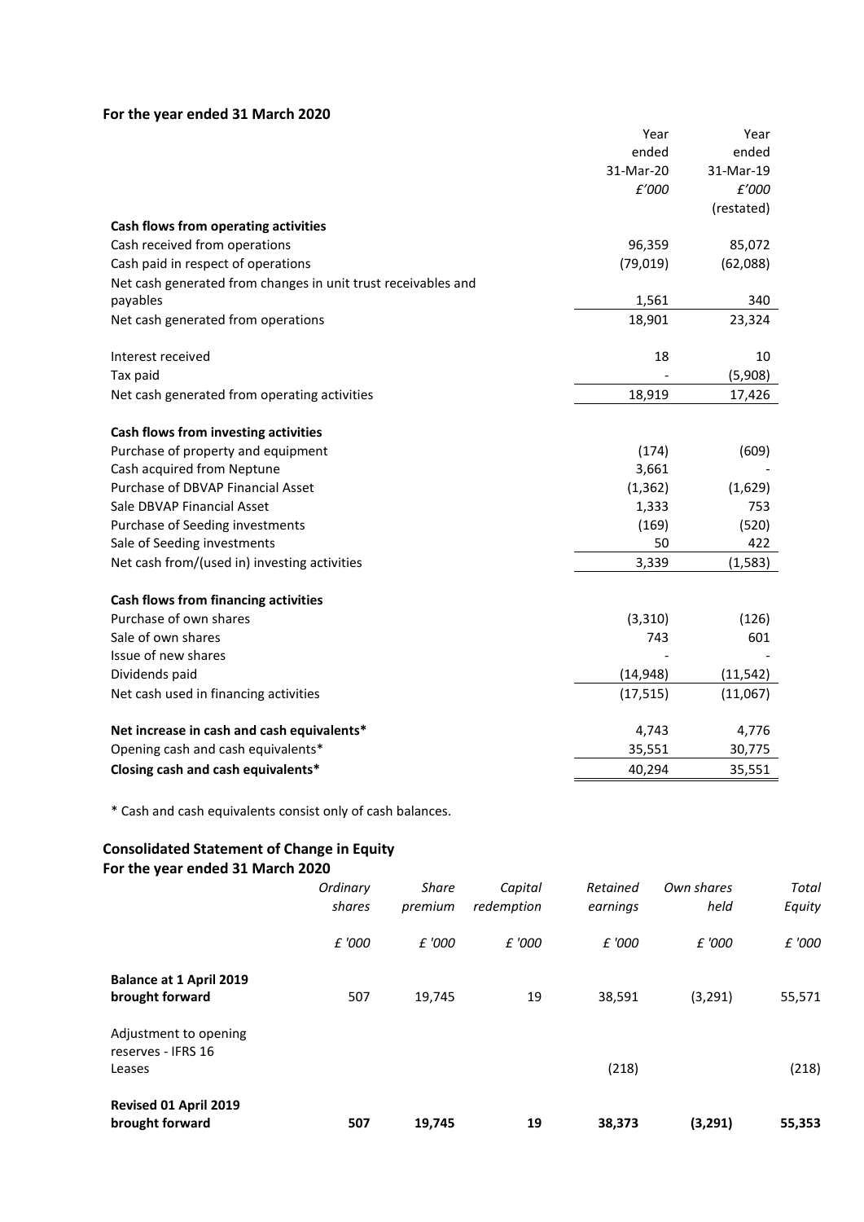**For the year ended 31 March 2020**

| | Year ended 31-Mar-20 *£'000* | Year ended 31-Mar-19 *£'000* (restated) |
|---|---|---|
| **Cash flows from operating activities** | | |
| Cash received from operations | 96,359 | 85,072 |
| Cash paid in respect of operations | (79,019) | (62,088) |
| Net cash generated from changes in unit trust receivables and payables | 1,561 | 340 |
| Net cash generated from operations | 18,901 | 23,324 |
| | | |
| Interest received | 18 | 10 |
| Tax paid | - | (5,908) |
| Net cash generated from operating activities | 18,919 | 17,426 |
| | | |
| **Cash flows from investing activities** | | |
| Purchase of property and equipment | (174) | (609) |
| Cash acquired from Neptune | 3,661 | - |
| Purchase of DBVAP Financial Asset | (1,362) | (1,629) |
| Sale DBVAP Financial Asset | 1,333 | 753 |
| Purchase of Seeding investments | (169) | (520) |
| Sale of Seeding investments | 50 | 422 |
| Net cash from/(used in) investing activities | 3,339 | (1,583) |
| | | |
| **Cash flows from financing activities** | | |
| Purchase of own shares | (3,310) | (126) |
| Sale of own shares | 743 | 601 |
| Issue of new shares | - | - |
| Dividends paid | (14,948) | (11,542) |
| Net cash used in financing activities | (17,515) | (11,067) |
| | | |
| **Net increase in cash and cash equivalents*** | 4,743 | 4,776 |
| Opening cash and cash equivalents* | 35,551 | 30,775 |
| **Closing cash and cash equivalents*** | 40,294 | 35,551 |

* Cash and cash equivalents consist only of cash balances.

## Consolidated Statement of Change in Equity
**For the year ended 31 March 2020**

| | *Ordinary shares* | *Share premium* | *Capital redemption* | *Retained earnings* | *Own shares held* | *Total Equity* |
|---|---|---|---|---|---|---|
| | *£ '000* | *£ '000* | *£ '000* | *£ '000* | *£ '000* | *£ '000* |
| **Balance at 1 April 2019 brought forward** | 507 | 19,745 | 19 | 38,591 | (3,291) | 55,571 |
| Adjustment to opening reserves - IFRS 16 Leases | | | | (218) | | (218) |
| **Revised 01 April 2019 brought forward** | **507** | **19,745** | **19** | **38,373** | **(3,291)** | **55,353** |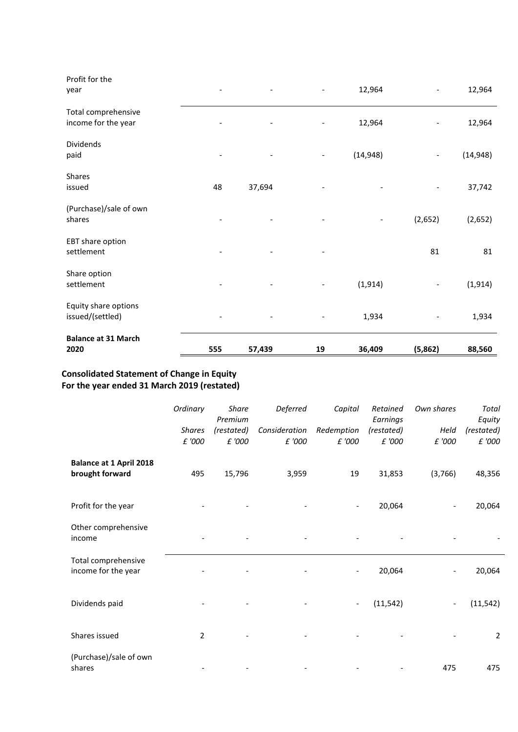| | | | | | | |
|---|---|---|---|---|---|---|
| Profit for the year | - | - | - | 12,964 | - | 12,964 |
| Total comprehensive income for the year | - | - | - | 12,964 | - | 12,964 |
| Dividends paid | - | - | - | (14,948) | - | (14,948) |
| Shares issued | 48 | 37,694 | - | - | - | 37,742 |
| (Purchase)/sale of own shares | - | - | - | - | (2,652) | (2,652) |
| EBT share option settlement | - | - | - | | 81 | 81 |
| Share option settlement | - | - | - | (1,914) | - | (1,914) |
| Equity share options issued/(settled) | - | - | - | 1,934 | - | 1,934 |
| **Balance at 31 March 2020** | **555** | **57,439** | **19** | **36,409** | **(5,862)** | **88,560** |

**Consolidated Statement of Change in Equity**
**For the year ended 31 March 2019 (restated)**

| | *Ordinary Shares £ '000* | *Share Premium (restated) £ '000* | *Deferred Consideration £ '000* | *Capital Redemption £ '000* | *Retained Earnings (restated) £ '000* | *Own shares Held £ '000* | *Total Equity (restated) £ '000* |
|---|---|---|---|---|---|---|---|
| **Balance at 1 April 2018 brought forward** | 495 | 15,796 | 3,959 | 19 | 31,853 | (3,766) | 48,356 |
| Profit for the year | - | - | - | - | 20,064 | - | 20,064 |
| Other comprehensive income | - | - | - | - | - | - | - |
| Total comprehensive income for the year | - | - | - | - | 20,064 | - | 20,064 |
| Dividends paid | - | - | - | - | (11,542) | - | (11,542) |
| Shares issued | 2 | - | - | - | - | - | 2 |
| (Purchase)/sale of own shares | - | - | - | - | - | 475 | 475 |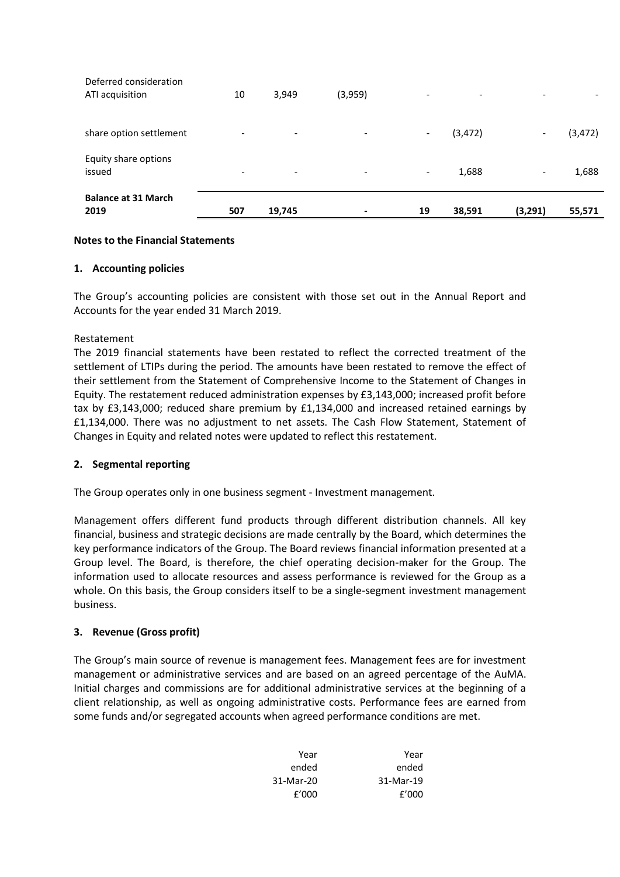| | | | | | | | |
|---|---|---|---|---|---|---|---|
| Deferred consideration ATI acquisition | 10 | 3,949 | (3,959) | - | - | - | - |
| share option settlement | - | - | - | - | (3,472) | - | (3,472) |
| Equity share options issued | - | - | - | - | 1,688 | - | 1,688 |
| **Balance at 31 March 2019** | **507** | **19,745** | **-** | **19** | **38,591** | **(3,291)** | **55,571** |

**Notes to the Financial Statements**

## 1. Accounting policies

The Group's accounting policies are consistent with those set out in the Annual Report and Accounts for the year ended 31 March 2019.

Restatement

The 2019 financial statements have been restated to reflect the corrected treatment of the settlement of LTIPs during the period. The amounts have been restated to remove the effect of their settlement from the Statement of Comprehensive Income to the Statement of Changes in Equity. The restatement reduced administration expenses by £3,143,000; increased profit before tax by £3,143,000; reduced share premium by £1,134,000 and increased retained earnings by £1,134,000. There was no adjustment to net assets. The Cash Flow Statement, Statement of Changes in Equity and related notes were updated to reflect this restatement.

## 2. Segmental reporting

The Group operates only in one business segment - Investment management.

Management offers different fund products through different distribution channels. All key financial, business and strategic decisions are made centrally by the Board, which determines the key performance indicators of the Group. The Board reviews financial information presented at a Group level. The Board, is therefore, the chief operating decision-maker for the Group. The information used to allocate resources and assess performance is reviewed for the Group as a whole. On this basis, the Group considers itself to be a single-segment investment management business.

## 3. Revenue (Gross profit)

The Group's main source of revenue is management fees. Management fees are for investment management or administrative services and are based on an agreed percentage of the AuMA. Initial charges and commissions are for additional administrative services at the beginning of a client relationship, as well as ongoing administrative costs. Performance fees are earned from some funds and/or segregated accounts when agreed performance conditions are met.

| | Year ended 31-Mar-20 £'000 | Year ended 31-Mar-19 £'000 |
|---|---|---|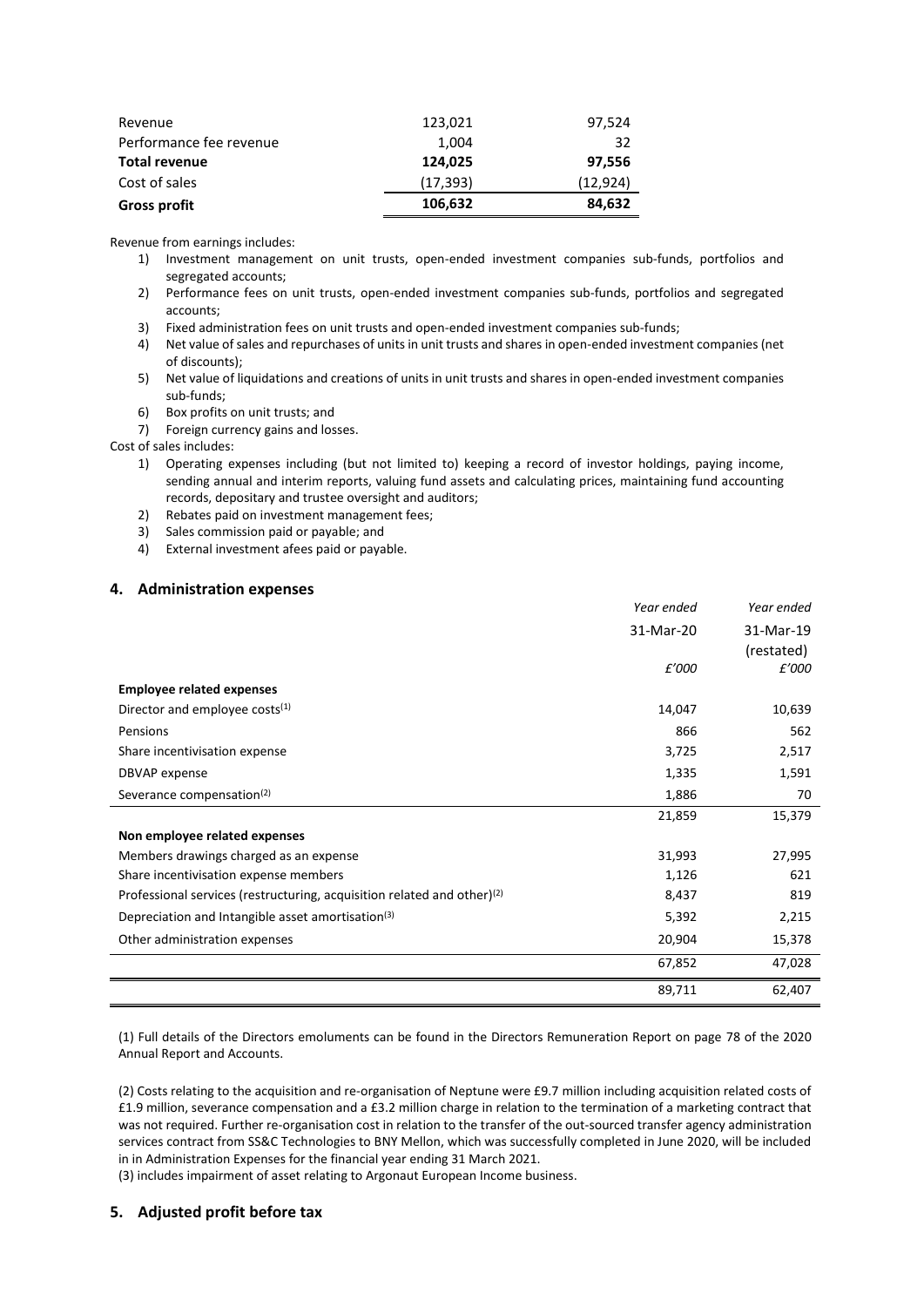| | | |
|---|---|---|
| Revenue | 123,021 | 97,524 |
| Performance fee revenue | 1,004 | 32 |
| **Total revenue** | **124,025** | **97,556** |
| Cost of sales | (17,393) | (12,924) |
| **Gross profit** | **106,632** | **84,632** |

Revenue from earnings includes:

1) Investment management on unit trusts, open-ended investment companies sub-funds, portfolios and segregated accounts;
2) Performance fees on unit trusts, open-ended investment companies sub-funds, portfolios and segregated accounts;
3) Fixed administration fees on unit trusts and open-ended investment companies sub-funds;
4) Net value of sales and repurchases of units in unit trusts and shares in open-ended investment companies (net of discounts);
5) Net value of liquidations and creations of units in unit trusts and shares in open-ended investment companies sub-funds;
6) Box profits on unit trusts; and
7) Foreign currency gains and losses.

Cost of sales includes:

1) Operating expenses including (but not limited to) keeping a record of investor holdings, paying income, sending annual and interim reports, valuing fund assets and calculating prices, maintaining fund accounting records, depositary and trustee oversight and auditors;
2) Rebates paid on investment management fees;
3) Sales commission paid or payable; and
4) External investment afees paid or payable.

## 4. Administration expenses

| | *Year ended* 31-Mar-20 *£'000* | *Year ended* 31-Mar-19 (restated) *£'000* |
|---|---|---|
| **Employee related expenses** | | |
| Director and employee costs[(1)] | 14,047 | 10,639 |
| Pensions | 866 | 562 |
| Share incentivisation expense | 3,725 | 2,517 |
| DBVAP expense | 1,335 | 1,591 |
| Severance compensation[(2)] | 1,886 | 70 |
| | 21,859 | 15,379 |
| **Non employee related expenses** | | |
| Members drawings charged as an expense | 31,993 | 27,995 |
| Share incentivisation expense members | 1,126 | 621 |
| Professional services (restructuring, acquisition related and other)[(2)] | 8,437 | 819 |
| Depreciation and Intangible asset amortisation[(3)] | 5,392 | 2,215 |
| Other administration expenses | 20,904 | 15,378 |
| | 67,852 | 47,028 |
| | 89,711 | 62,407 |

(1) Full details of the Directors emoluments can be found in the Directors Remuneration Report on page 78 of the 2020 Annual Report and Accounts.

(2) Costs relating to the acquisition and re-organisation of Neptune were £9.7 million including acquisition related costs of £1.9 million, severance compensation and a £3.2 million charge in relation to the termination of a marketing contract that was not required. Further re-organisation cost in relation to the transfer of the out-sourced transfer agency administration services contract from SS&C Technologies to BNY Mellon, which was successfully completed in June 2020, will be included in in Administration Expenses for the financial year ending 31 March 2021.

(3) includes impairment of asset relating to Argonaut European Income business.

## 5. Adjusted profit before tax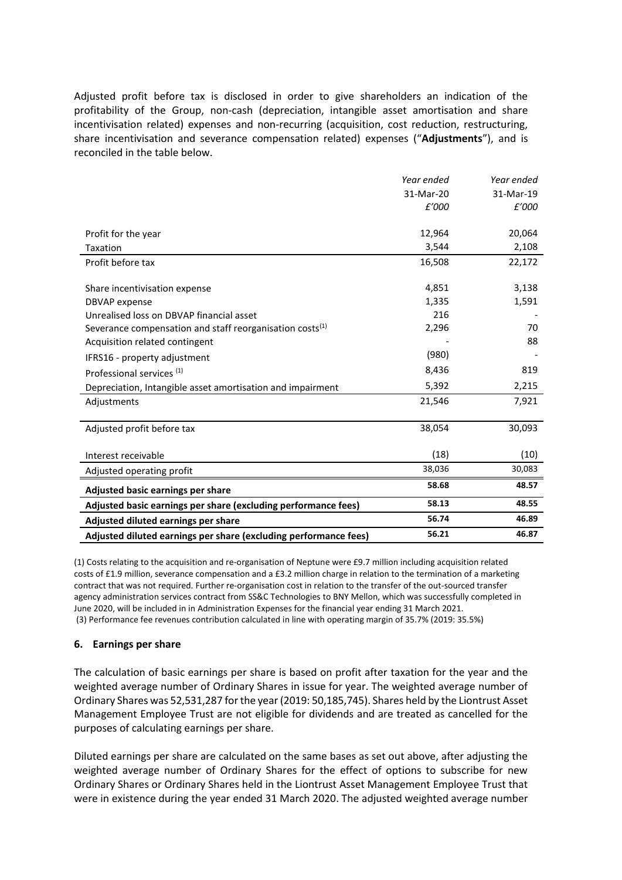Adjusted profit before tax is disclosed in order to give shareholders an indication of the profitability of the Group, non-cash (depreciation, intangible asset amortisation and share incentivisation related) expenses and non-recurring (acquisition, cost reduction, restructuring, share incentivisation and severance compensation related) expenses ("**Adjustments**"), and is reconciled in the table below.

| | *Year ended* 31-Mar-20 *£'000* | *Year ended* 31-Mar-19 *£'000* |
|---|---|---|
| Profit for the year | 12,964 | 20,064 |
| Taxation | 3,544 | 2,108 |
| Profit before tax | 16,508 | 22,172 |
| | | |
| Share incentivisation expense | 4,851 | 3,138 |
| DBVAP expense | 1,335 | 1,591 |
| Unrealised loss on DBVAP financial asset | 216 | - |
| Severance compensation and staff reorganisation costs[(1)] | 2,296 | 70 |
| Acquisition related contingent | - | 88 |
| IFRS16 - property adjustment | (980) | - |
| Professional services [(1)] | 8,436 | 819 |
| Depreciation, Intangible asset amortisation and impairment | 5,392 | 2,215 |
| Adjustments | 21,546 | 7,921 |
| | | |
| Adjusted profit before tax | 38,054 | 30,093 |
| | | |
| Interest receivable | (18) | (10) |
| Adjusted operating profit | 38,036 | 30,083 |
| **Adjusted basic earnings per share** | **58.68** | **48.57** |
| **Adjusted basic earnings per share (excluding performance fees)** | **58.13** | **48.55** |
| **Adjusted diluted earnings per share** | **56.74** | **46.89** |
| **Adjusted diluted earnings per share (excluding performance fees)** | **56.21** | **46.87** |

(1) Costs relating to the acquisition and re-organisation of Neptune were £9.7 million including acquisition related costs of £1.9 million, severance compensation and a £3.2 million charge in relation to the termination of a marketing contract that was not required. Further re-organisation cost in relation to the transfer of the out-sourced transfer agency administration services contract from SS&C Technologies to BNY Mellon, which was successfully completed in June 2020, will be included in in Administration Expenses for the financial year ending 31 March 2021.
(3) Performance fee revenues contribution calculated in line with operating margin of 35.7% (2019: 35.5%)

### 6. Earnings per share

The calculation of basic earnings per share is based on profit after taxation for the year and the weighted average number of Ordinary Shares in issue for year. The weighted average number of Ordinary Shares was 52,531,287 for the year (2019: 50,185,745). Shares held by the Liontrust Asset Management Employee Trust are not eligible for dividends and are treated as cancelled for the purposes of calculating earnings per share.

Diluted earnings per share are calculated on the same bases as set out above, after adjusting the weighted average number of Ordinary Shares for the effect of options to subscribe for new Ordinary Shares or Ordinary Shares held in the Liontrust Asset Management Employee Trust that were in existence during the year ended 31 March 2020. The adjusted weighted average number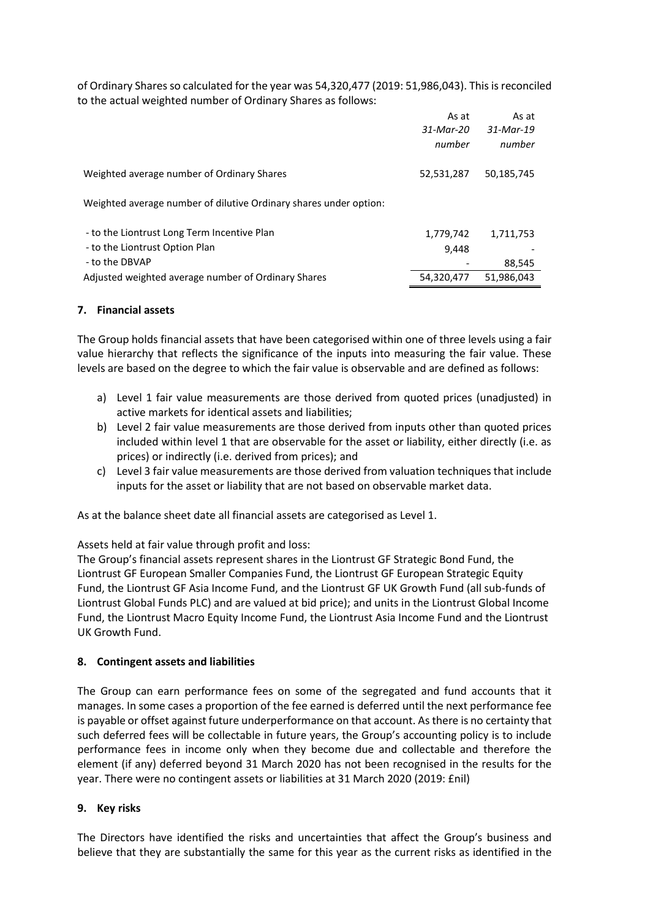of Ordinary Shares so calculated for the year was 54,320,477 (2019: 51,986,043). This is reconciled to the actual weighted number of Ordinary Shares as follows:

| | As at *31-Mar-20* *number* | As at *31-Mar-19* *number* |
|---|---|---|
| Weighted average number of Ordinary Shares | 52,531,287 | 50,185,745 |
| Weighted average number of dilutive Ordinary shares under option: | | |
| - to the Liontrust Long Term Incentive Plan | 1,779,742 | 1,711,753 |
| - to the Liontrust Option Plan | 9,448 | - |
| - to the DBVAP | - | 88,545 |
| Adjusted weighted average number of Ordinary Shares | 54,320,477 | 51,986,043 |

## 7. Financial assets

The Group holds financial assets that have been categorised within one of three levels using a fair value hierarchy that reflects the significance of the inputs into measuring the fair value. These levels are based on the degree to which the fair value is observable and are defined as follows:

a) Level 1 fair value measurements are those derived from quoted prices (unadjusted) in active markets for identical assets and liabilities;
b) Level 2 fair value measurements are those derived from inputs other than quoted prices included within level 1 that are observable for the asset or liability, either directly (i.e. as prices) or indirectly (i.e. derived from prices); and
c) Level 3 fair value measurements are those derived from valuation techniques that include inputs for the asset or liability that are not based on observable market data.

As at the balance sheet date all financial assets are categorised as Level 1.

Assets held at fair value through profit and loss:
The Group's financial assets represent shares in the Liontrust GF Strategic Bond Fund, the Liontrust GF European Smaller Companies Fund, the Liontrust GF European Strategic Equity Fund, the Liontrust GF Asia Income Fund, and the Liontrust GF UK Growth Fund (all sub-funds of Liontrust Global Funds PLC) and are valued at bid price); and units in the Liontrust Global Income Fund, the Liontrust Macro Equity Income Fund, the Liontrust Asia Income Fund and the Liontrust UK Growth Fund.

## 8. Contingent assets and liabilities

The Group can earn performance fees on some of the segregated and fund accounts that it manages. In some cases a proportion of the fee earned is deferred until the next performance fee is payable or offset against future underperformance on that account. As there is no certainty that such deferred fees will be collectable in future years, the Group's accounting policy is to include performance fees in income only when they become due and collectable and therefore the element (if any) deferred beyond 31 March 2020 has not been recognised in the results for the year. There were no contingent assets or liabilities at 31 March 2020 (2019: £nil)

## 9. Key risks

The Directors have identified the risks and uncertainties that affect the Group's business and believe that they are substantially the same for this year as the current risks as identified in the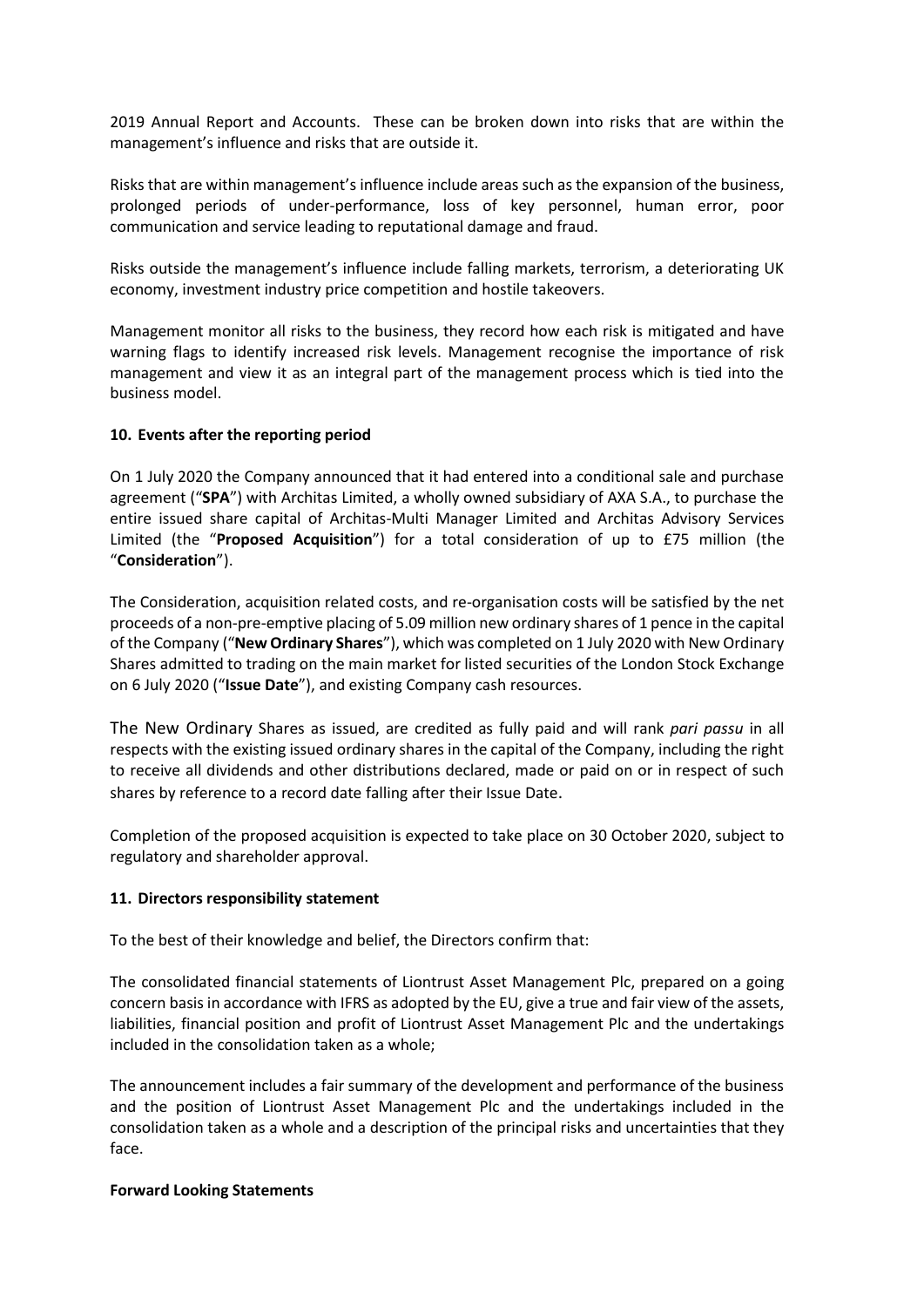2019 Annual Report and Accounts. These can be broken down into risks that are within the management's influence and risks that are outside it.

Risks that are within management's influence include areas such as the expansion of the business, prolonged periods of under-performance, loss of key personnel, human error, poor communication and service leading to reputational damage and fraud.

Risks outside the management's influence include falling markets, terrorism, a deteriorating UK economy, investment industry price competition and hostile takeovers.

Management monitor all risks to the business, they record how each risk is mitigated and have warning flags to identify increased risk levels. Management recognise the importance of risk management and view it as an integral part of the management process which is tied into the business model.

**10. Events after the reporting period**

On 1 July 2020 the Company announced that it had entered into a conditional sale and purchase agreement ("**SPA**") with Architas Limited, a wholly owned subsidiary of AXA S.A., to purchase the entire issued share capital of Architas-Multi Manager Limited and Architas Advisory Services Limited (the "**Proposed Acquisition**") for a total consideration of up to £75 million (the "**Consideration**").

The Consideration, acquisition related costs, and re-organisation costs will be satisfied by the net proceeds of a non-pre-emptive placing of 5.09 million new ordinary shares of 1 pence in the capital of the Company ("**New Ordinary Shares**"), which was completed on 1 July 2020 with New Ordinary Shares admitted to trading on the main market for listed securities of the London Stock Exchange on 6 July 2020 ("**Issue Date**"), and existing Company cash resources.

The New Ordinary Shares as issued, are credited as fully paid and will rank *pari passu* in all respects with the existing issued ordinary shares in the capital of the Company, including the right to receive all dividends and other distributions declared, made or paid on or in respect of such shares by reference to a record date falling after their Issue Date.

Completion of the proposed acquisition is expected to take place on 30 October 2020, subject to regulatory and shareholder approval.

**11. Directors responsibility statement**

To the best of their knowledge and belief, the Directors confirm that:

The consolidated financial statements of Liontrust Asset Management Plc, prepared on a going concern basis in accordance with IFRS as adopted by the EU, give a true and fair view of the assets, liabilities, financial position and profit of Liontrust Asset Management Plc and the undertakings included in the consolidation taken as a whole;

The announcement includes a fair summary of the development and performance of the business and the position of Liontrust Asset Management Plc and the undertakings included in the consolidation taken as a whole and a description of the principal risks and uncertainties that they face.

**Forward Looking Statements**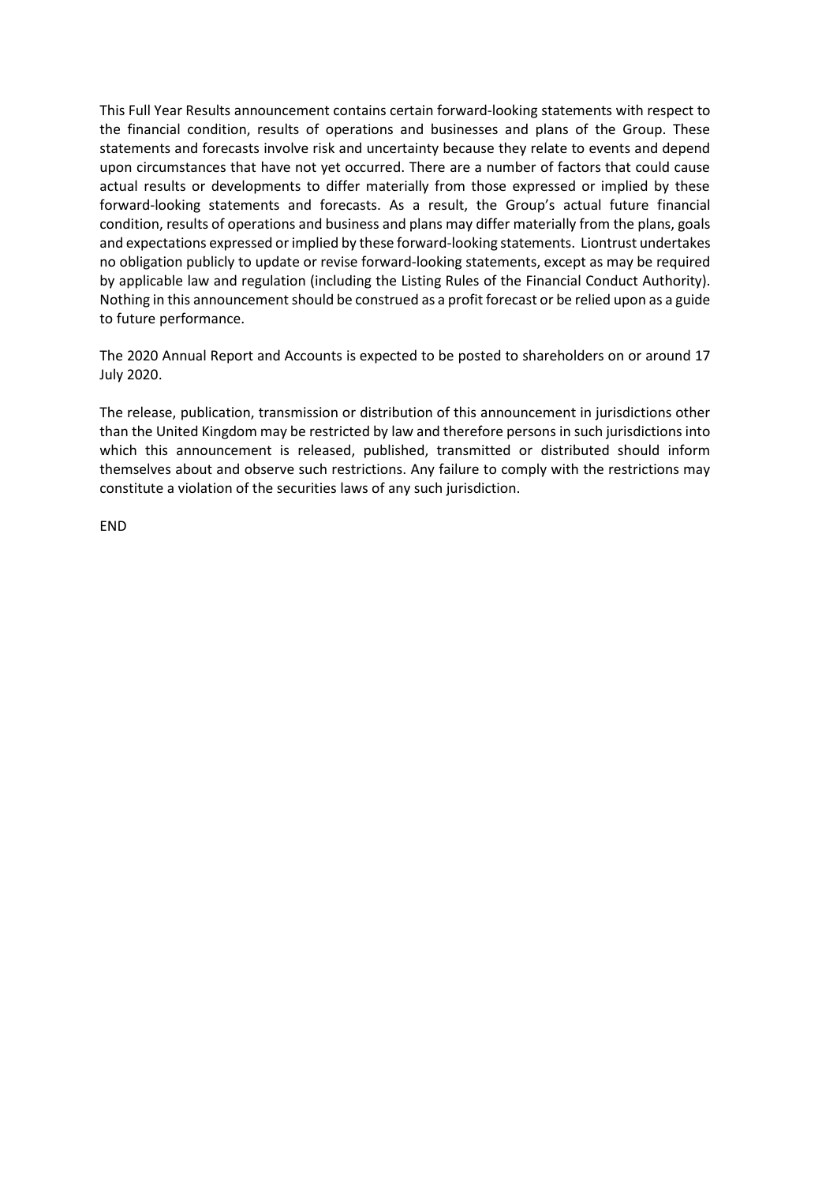This Full Year Results announcement contains certain forward-looking statements with respect to the financial condition, results of operations and businesses and plans of the Group. These statements and forecasts involve risk and uncertainty because they relate to events and depend upon circumstances that have not yet occurred. There are a number of factors that could cause actual results or developments to differ materially from those expressed or implied by these forward-looking statements and forecasts. As a result, the Group's actual future financial condition, results of operations and business and plans may differ materially from the plans, goals and expectations expressed or implied by these forward-looking statements. Liontrust undertakes no obligation publicly to update or revise forward-looking statements, except as may be required by applicable law and regulation (including the Listing Rules of the Financial Conduct Authority). Nothing in this announcement should be construed as a profit forecast or be relied upon as a guide to future performance.

The 2020 Annual Report and Accounts is expected to be posted to shareholders on or around 17 July 2020.

The release, publication, transmission or distribution of this announcement in jurisdictions other than the United Kingdom may be restricted by law and therefore persons in such jurisdictions into which this announcement is released, published, transmitted or distributed should inform themselves about and observe such restrictions. Any failure to comply with the restrictions may constitute a violation of the securities laws of any such jurisdiction.

END